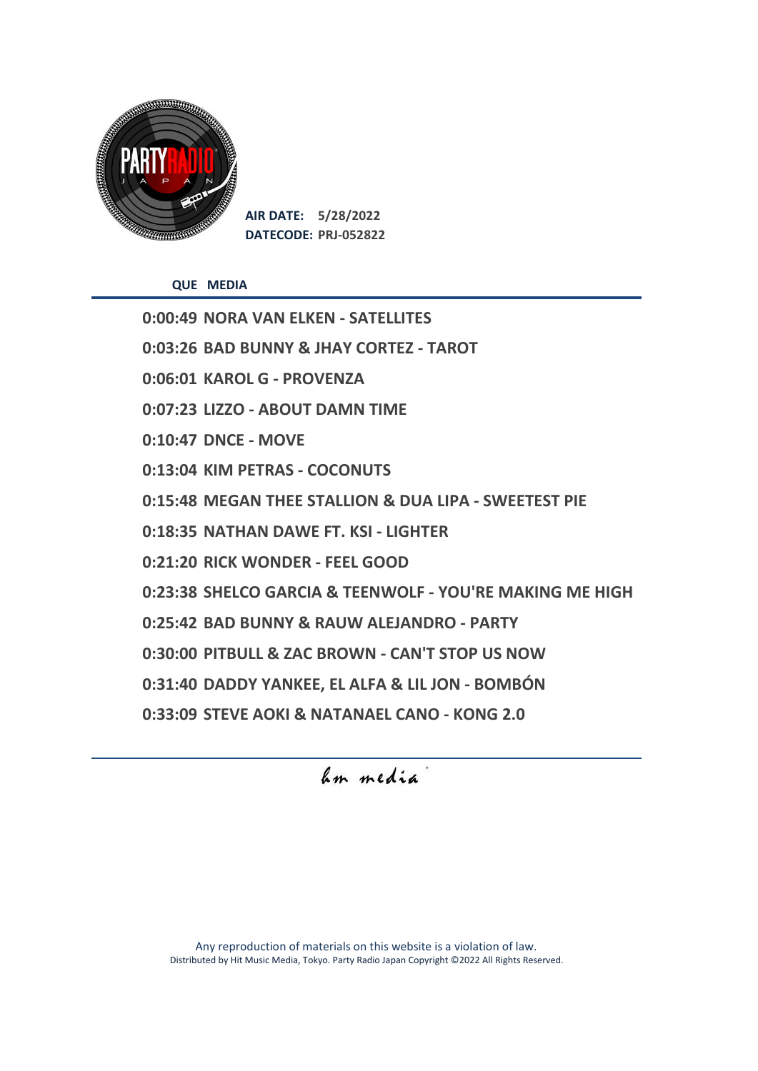**AIR DATE:** 5/28/2022
**DATECODE:** PRJ-052822

| QUE | MEDIA |
|---|---|
| 0:00:49 | NORA VAN ELKEN - SATELLITES |
| 0:03:26 | BAD BUNNY & JHAY CORTEZ - TAROT |
| 0:06:01 | KAROL G - PROVENZA |
| 0:07:23 | LIZZO - ABOUT DAMN TIME |
| 0:10:47 | DNCE - MOVE |
| 0:13:04 | KIM PETRAS - COCONUTS |
| 0:15:48 | MEGAN THEE STALLION & DUA LIPA - SWEETEST PIE |
| 0:18:35 | NATHAN DAWE FT. KSI - LIGHTER |
| 0:21:20 | RICK WONDER - FEEL GOOD |
| 0:23:38 | SHELCO GARCIA & TEENWOLF - YOU'RE MAKING ME HIGH |
| 0:25:42 | BAD BUNNY & RAUW ALEJANDRO - PARTY |
| 0:30:00 | PITBULL & ZAC BROWN - CAN'T STOP US NOW |
| 0:31:40 | DADDY YANKEE, EL ALFA & LIL JON - BOMBÓN |
| 0:33:09 | STEVE AOKI & NATANAEL CANO - KONG 2.0 |

hm media

Any reproduction of materials on this website is a violation of law.
Distributed by Hit Music Media, Tokyo. Party Radio Japan Copyright ©2022 All Rights Reserved.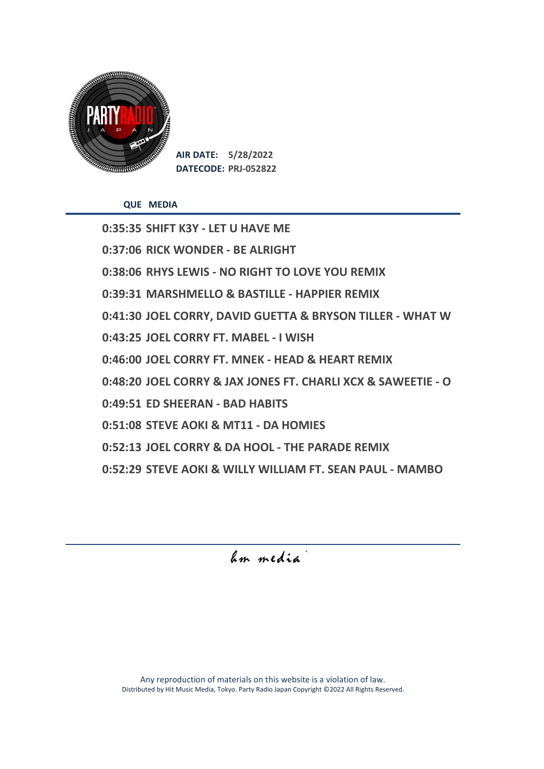**AIR DATE:** 5/28/2022
**DATECODE:** PRJ-052822

| QUE | MEDIA |
| --- | --- |
| 0:35:35 | SHIFT K3Y - LET U HAVE ME |
| 0:37:06 | RICK WONDER - BE ALRIGHT |
| 0:38:06 | RHYS LEWIS - NO RIGHT TO LOVE YOU REMIX |
| 0:39:31 | MARSHMELLO & BASTILLE - HAPPIER REMIX |
| 0:41:30 | JOEL CORRY, DAVID GUETTA & BRYSON TILLER - WHAT W |
| 0:43:25 | JOEL CORRY FT. MABEL - I WISH |
| 0:46:00 | JOEL CORRY FT. MNEK - HEAD & HEART REMIX |
| 0:48:20 | JOEL CORRY & JAX JONES FT. CHARLI XCX & SAWEETIE - O |
| 0:49:51 | ED SHEERAN - BAD HABITS |
| 0:51:08 | STEVE AOKI & MT11 - DA HOMIES |
| 0:52:13 | JOEL CORRY & DA HOOL - THE PARADE REMIX |
| 0:52:29 | STEVE AOKI & WILLY WILLIAM FT. SEAN PAUL - MAMBO |

hm media

Any reproduction of materials on this website is a violation of law.
Distributed by Hit Music Media, Tokyo. Party Radio Japan Copyright ©2022 All Rights Reserved.